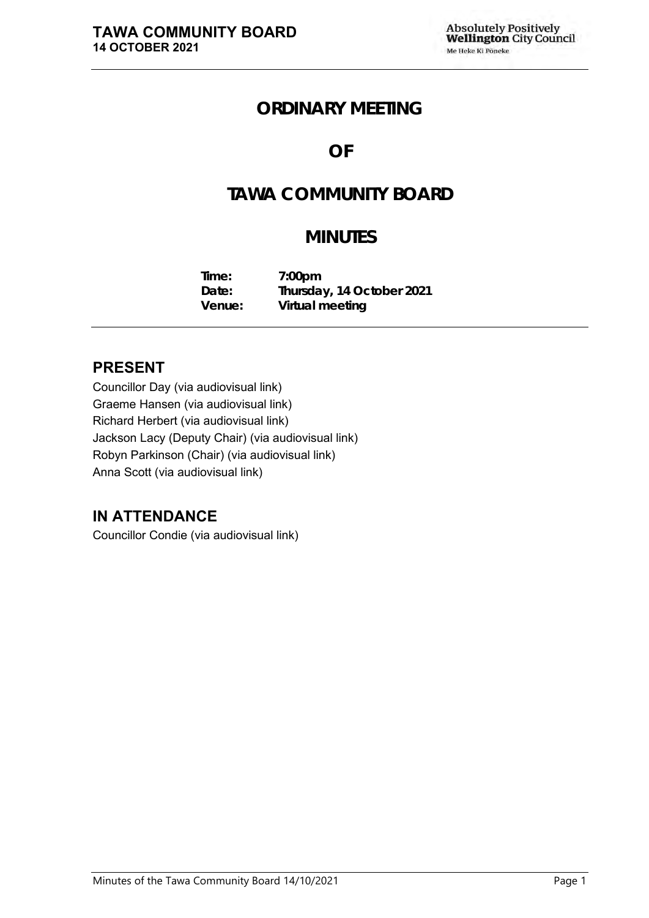# ORDINARY MEETING

# OF

# TAWA COMMUNITY BOARD

# MINUTES

**Time:** 7:00pm
**Date:** Thursday, 14 October 2021
**Venue:** Virtual meeting

## PRESENT

Councillor Day (via audiovisual link)
Graeme Hansen (via audiovisual link)
Richard Herbert (via audiovisual link)
Jackson Lacy (Deputy Chair) (via audiovisual link)
Robyn Parkinson (Chair) (via audiovisual link)
Anna Scott (via audiovisual link)

## IN ATTENDANCE

Councillor Condie (via audiovisual link)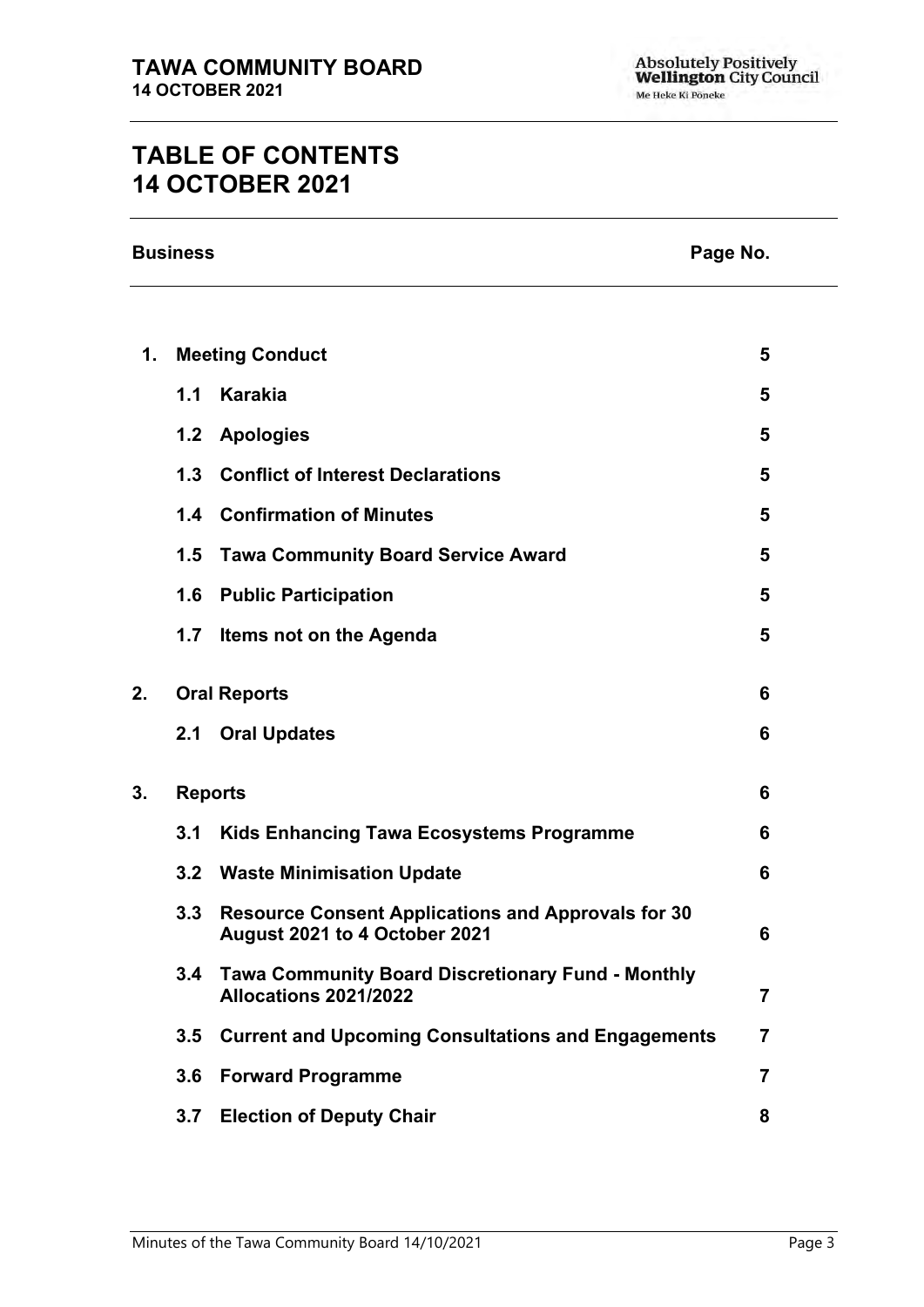# TABLE OF CONTENTS
# 14 OCTOBER 2021

| **Business** | | **Page No.** |
|---|---|---|
| **1.** | **Meeting Conduct** | **5** |
| | **1.1 Karakia** | **5** |
| | **1.2 Apologies** | **5** |
| | **1.3 Conflict of Interest Declarations** | **5** |
| | **1.4 Confirmation of Minutes** | **5** |
| | **1.5 Tawa Community Board Service Award** | **5** |
| | **1.6 Public Participation** | **5** |
| | **1.7 Items not on the Agenda** | **5** |
| **2.** | **Oral Reports** | **6** |
| | **2.1 Oral Updates** | **6** |
| **3.** | **Reports** | **6** |
| | **3.1 Kids Enhancing Tawa Ecosystems Programme** | **6** |
| | **3.2 Waste Minimisation Update** | **6** |
| | **3.3 Resource Consent Applications and Approvals for 30 August 2021 to 4 October 2021** | **6** |
| | **3.4 Tawa Community Board Discretionary Fund - Monthly Allocations 2021/2022** | **7** |
| | **3.5 Current and Upcoming Consultations and Engagements** | **7** |
| | **3.6 Forward Programme** | **7** |
| | **3.7 Election of Deputy Chair** | **8** |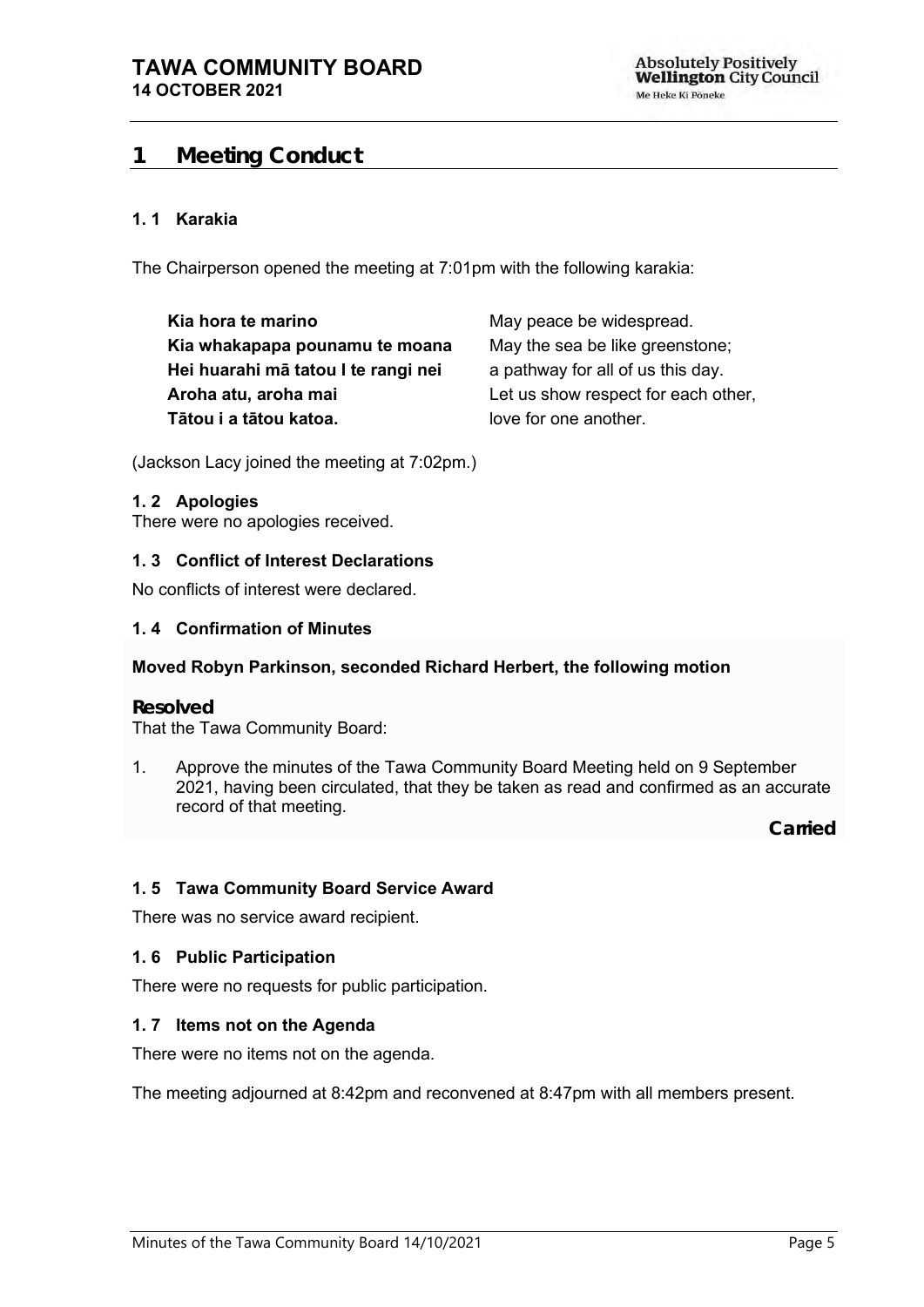# 1 Meeting Conduct

### 1. 1 Karakia

The Chairperson opened the meeting at 7:01pm with the following karakia:

| | |
|---|---|
| **Kia hora te marino** | May peace be widespread. |
| **Kia whakapapa pounamu te moana** | May the sea be like greenstone; |
| **Hei huarahi mā tatou I te rangi nei** | a pathway for all of us this day. |
| **Aroha atu, aroha mai** | Let us show respect for each other, |
| **Tātou i a tātou katoa.** | love for one another. |

(Jackson Lacy joined the meeting at 7:02pm.)

### 1. 2 Apologies

There were no apologies received.

### 1. 3 Conflict of Interest Declarations

No conflicts of interest were declared.

### 1. 4 Confirmation of Minutes

**Moved Robyn Parkinson, seconded Richard Herbert, the following motion**

**Resolved**

That the Tawa Community Board:

1. Approve the minutes of the Tawa Community Board Meeting held on 9 September 2021, having been circulated, that they be taken as read and confirmed as an accurate record of that meeting.

**Carried**

### 1. 5 Tawa Community Board Service Award

There was no service award recipient.

### 1. 6 Public Participation

There were no requests for public participation.

### 1. 7 Items not on the Agenda

There were no items not on the agenda.

The meeting adjourned at 8:42pm and reconvened at 8:47pm with all members present.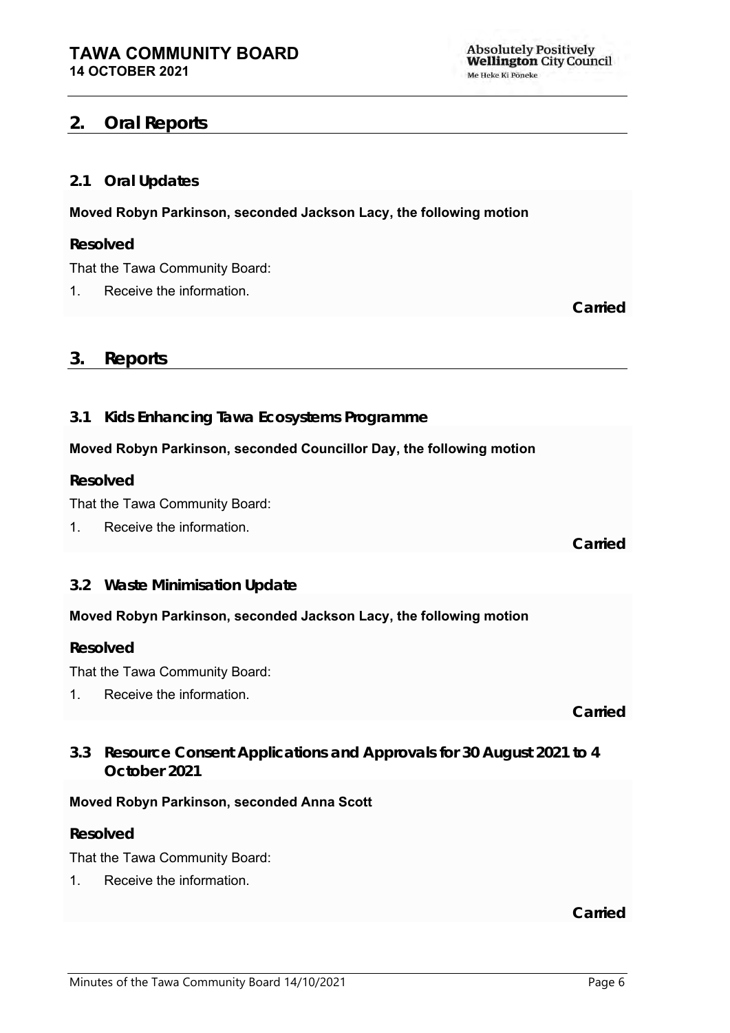## 2. Oral Reports

### 2.1 Oral Updates

**Moved Robyn Parkinson, seconded Jackson Lacy, the following motion**

**Resolved**

That the Tawa Community Board:

1. Receive the information.

**Carried**

## 3. Reports

### 3.1 Kids Enhancing Tawa Ecosystems Programme

**Moved Robyn Parkinson, seconded Councillor Day, the following motion**

**Resolved**

That the Tawa Community Board:

1. Receive the information.

**Carried**

### 3.2 Waste Minimisation Update

**Moved Robyn Parkinson, seconded Jackson Lacy, the following motion**

**Resolved**

That the Tawa Community Board:

1. Receive the information.

**Carried**

### 3.3 Resource Consent Applications and Approvals for 30 August 2021 to 4 October 2021

**Moved Robyn Parkinson, seconded Anna Scott**

**Resolved**

That the Tawa Community Board:

1. Receive the information.

**Carried**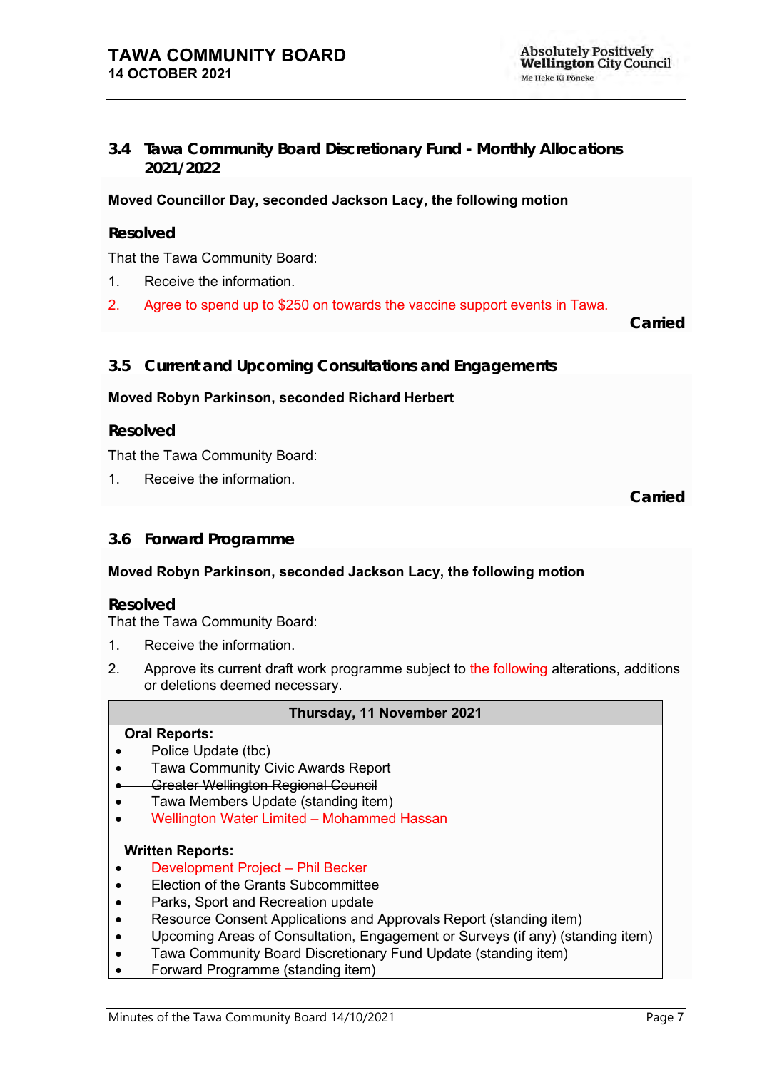### 3.4 Tawa Community Board Discretionary Fund - Monthly Allocations 2021/2022

**Moved Councillor Day, seconded Jackson Lacy, the following motion**

**Resolved**

That the Tawa Community Board:

1. Receive the information.
2. Agree to spend up to $250 on towards the vaccine support events in Tawa.

**Carried**

### 3.5 Current and Upcoming Consultations and Engagements

**Moved Robyn Parkinson, seconded Richard Herbert**

**Resolved**

That the Tawa Community Board:

1. Receive the information.

**Carried**

### 3.6 Forward Programme

**Moved Robyn Parkinson, seconded Jackson Lacy, the following motion**

**Resolved**

That the Tawa Community Board:

1. Receive the information.
2. Approve its current draft work programme subject to the following alterations, additions or deletions deemed necessary.

| Thursday, 11 November 2021 |
|---|
| **Oral Reports:**<br>• Police Update (tbc)<br>• Tawa Community Civic Awards Report<br>• ~~Greater Wellington Regional Council~~<br>• Tawa Members Update (standing item)<br>• Wellington Water Limited – Mohammed Hassan<br><br>**Written Reports:**<br>• Development Project – Phil Becker<br>• Election of the Grants Subcommittee<br>• Parks, Sport and Recreation update<br>• Resource Consent Applications and Approvals Report (standing item)<br>• Upcoming Areas of Consultation, Engagement or Surveys (if any) (standing item)<br>• Tawa Community Board Discretionary Fund Update (standing item)<br>• Forward Programme (standing item) |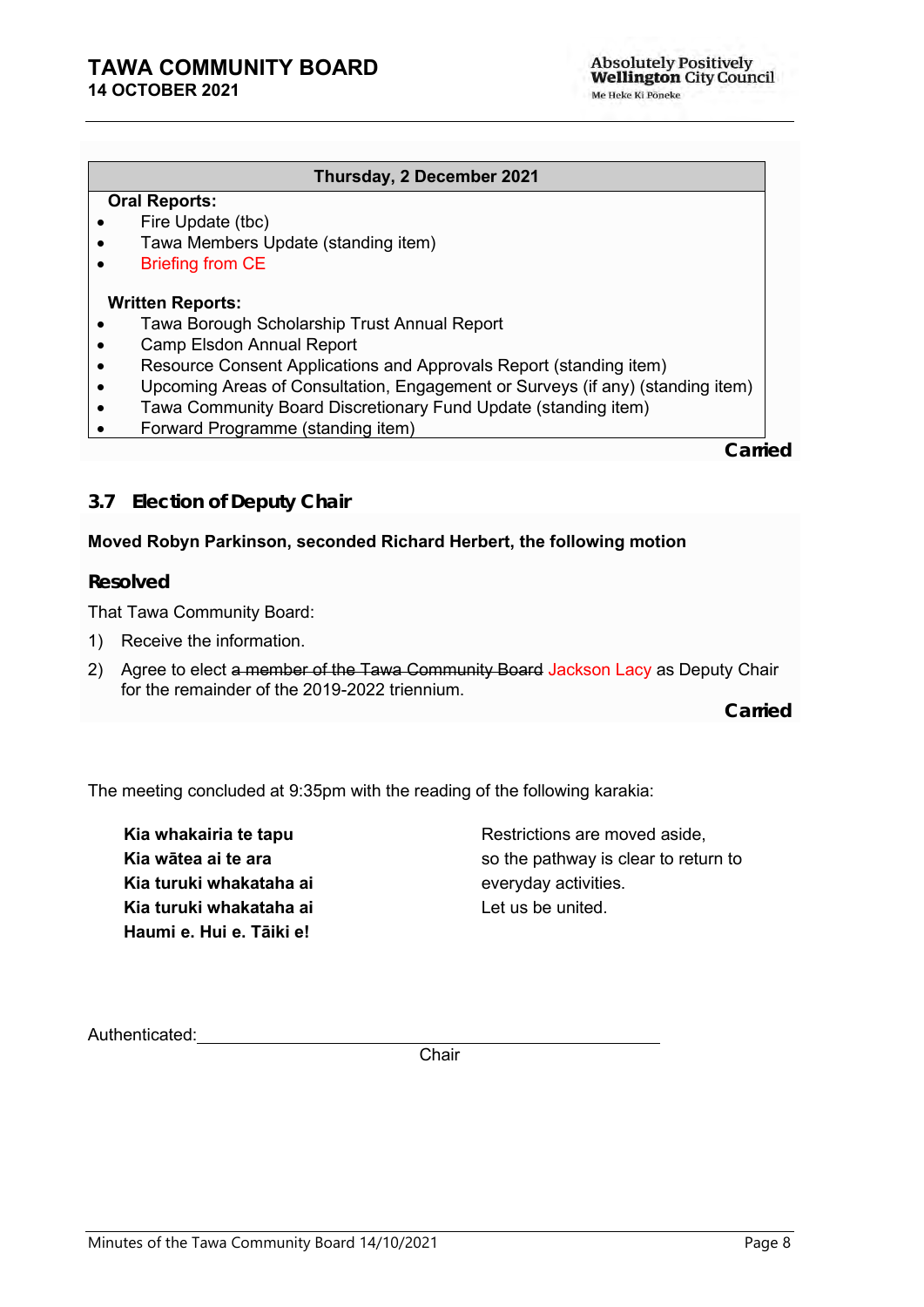| Thursday, 2 December 2021 |
| --- |
| **Oral Reports:**<br>• Fire Update (tbc)<br>• Tawa Members Update (standing item)<br>• Briefing from CE<br><br>**Written Reports:**<br>• Tawa Borough Scholarship Trust Annual Report<br>• Camp Elsdon Annual Report<br>• Resource Consent Applications and Approvals Report (standing item)<br>• Upcoming Areas of Consultation, Engagement or Surveys (if any) (standing item)<br>• Tawa Community Board Discretionary Fund Update (standing item)<br>• Forward Programme (standing item) |

**Carried**

### 3.7 Election of Deputy Chair

**Moved Robyn Parkinson, seconded Richard Herbert, the following motion**

**Resolved**

That Tawa Community Board:

1) Receive the information.
2) Agree to elect ~~a member of the Tawa Community Board~~ Jackson Lacy as Deputy Chair for the remainder of the 2019-2022 triennium.

**Carried**

The meeting concluded at 9:35pm with the reading of the following karakia:

| | |
| --- | --- |
| **Kia whakairia te tapu** | Restrictions are moved aside, |
| **Kia wātea ai te ara** | so the pathway is clear to return to |
| **Kia turuki whakataha ai** | everyday activities. |
| **Kia turuki whakataha ai** | Let us be united. |
| **Haumi e. Hui e. Tāiki e!** | |

Authenticated: ______________________________
Chair